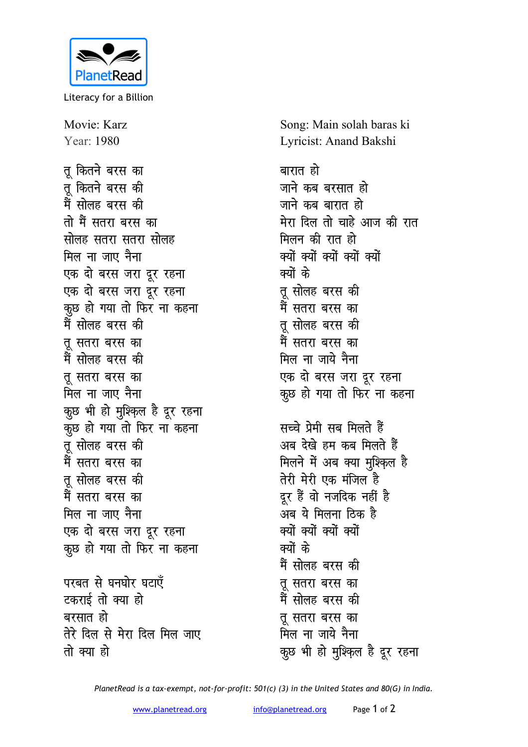PlanetRead

Literacy for a Billion

Movie: Karz
Year: 1980

Song: Main solah baras ki
Lyricist: Anand Bakshi

तू कितने बरस का
तू कितने बरस की
मैं सोलह बरस की
तो मैं सतरा बरस का
सोलह सतरा सतरा सोलह
मिल ना जाए नैना
एक दो बरस जरा दूर रहना
एक दो बरस जरा दूर रहना
कुछ हो गया तो फिर ना कहना
मैं सोलह बरस की
तू सतरा बरस का
मैं सोलह बरस की
तू सतरा बरस का
मिल ना जाए नैना
कुछ भी हो मुश्किल है दूर रहना
कुछ हो गया तो फिर ना कहना
तू सोलह बरस की
मैं सतरा बरस का
तू सोलह बरस की
मैं सतरा बरस का
मिल ना जाए नैना
एक दो बरस जरा दूर रहना
कुछ हो गया तो फिर ना कहना

परबत से घनघोर घटाएँ
टकराई तो क्या हो
बरसात हो
तेरे दिल से मेरा दिल मिल जाए
तो क्या हो
बारात हो
जाने कब बरसात हो
जाने कब बारात हो
मेरा दिल तो चाहे आज की रात
मिलन की रात हो
क्यों क्यों क्यों क्यों क्यों
क्यों के
तू सोलह बरस की
मैं सतरा बरस का
तू सोलह बरस की
मैं सतरा बरस का
मिल ना जाये नैना
एक दो बरस जरा दूर रहना
कुछ हो गया तो फिर ना कहना

सच्चे प्रेमी सब मिलते हैं
अब देखे हम कब मिलते हैं
मिलने में अब क्या मुश्किल है
तेरी मेरी एक मंजिल है
दूर हैं वो नजदिक नहीं है
अब ये मिलना ठिक है
क्यों क्यों क्यों क्यों
क्यों के
मैं सोलह बरस की
तू सतरा बरस का
मैं सोलह बरस की
तू सतरा बरस का
मिल ना जाये नैना
कुछ भी हो मुश्किल है दूर रहना

*PlanetRead is a tax-exempt, not-for-profit: 501(c) (3) in the United States and 80(G) in India.*

www.planetread.org info@planetread.org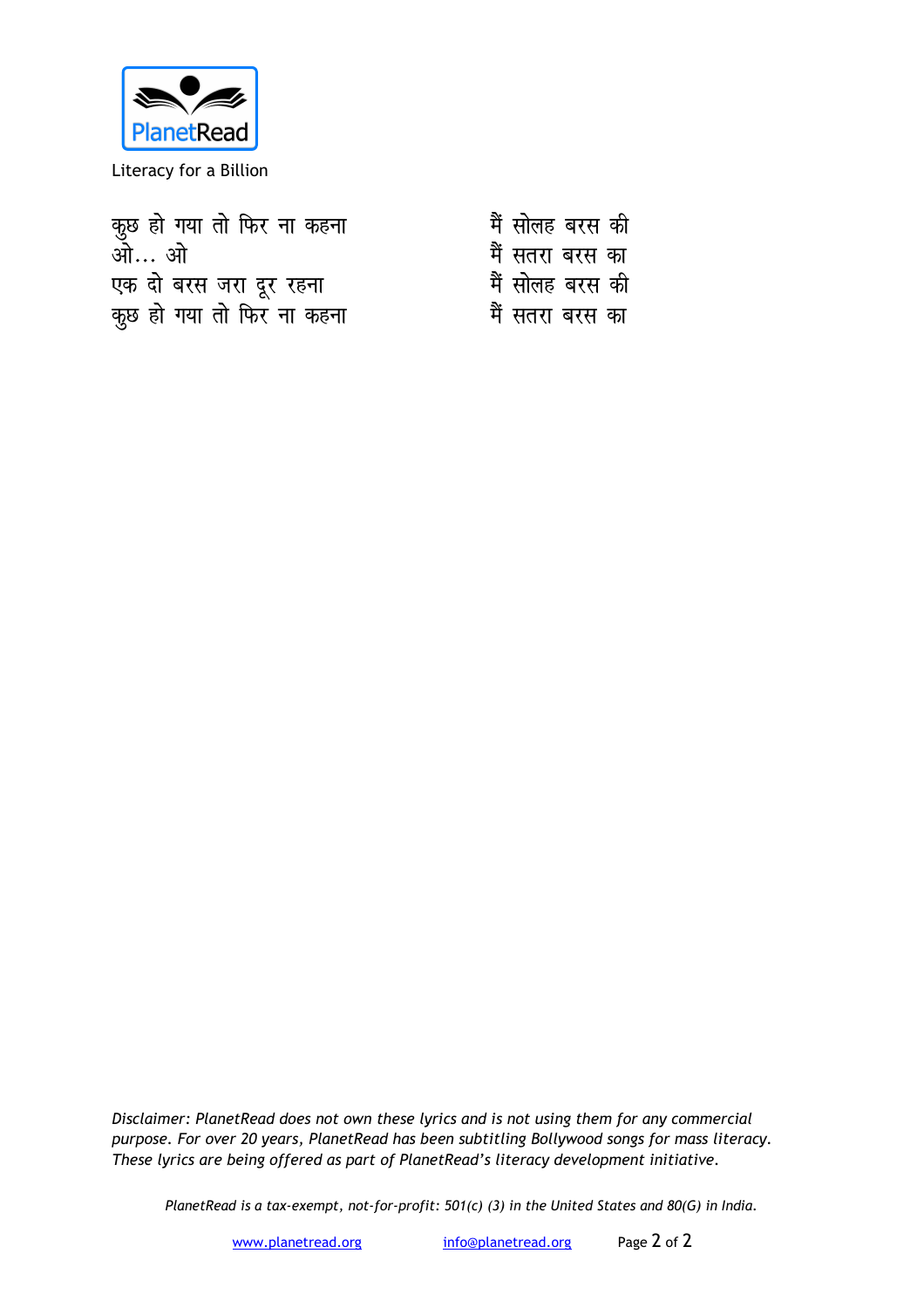PlanetRead

Literacy for a Billion

कुछ हो गया तो फिर ना कहना
ओ... ओ
एक दो बरस जरा दूर रहना
कुछ हो गया तो फिर ना कहना

मैं सोलह बरस की
मैं सतरा बरस का
मैं सोलह बरस की
मैं सतरा बरस का

*Disclaimer: PlanetRead does not own these lyrics and is not using them for any commercial purpose. For over 20 years, PlanetRead has been subtitling Bollywood songs for mass literacy. These lyrics are being offered as part of PlanetRead's literacy development initiative.*

*PlanetRead is a tax-exempt, not-for-profit: 501(c) (3) in the United States and 80(G) in India.*

www.planetread.org info@planetread.org